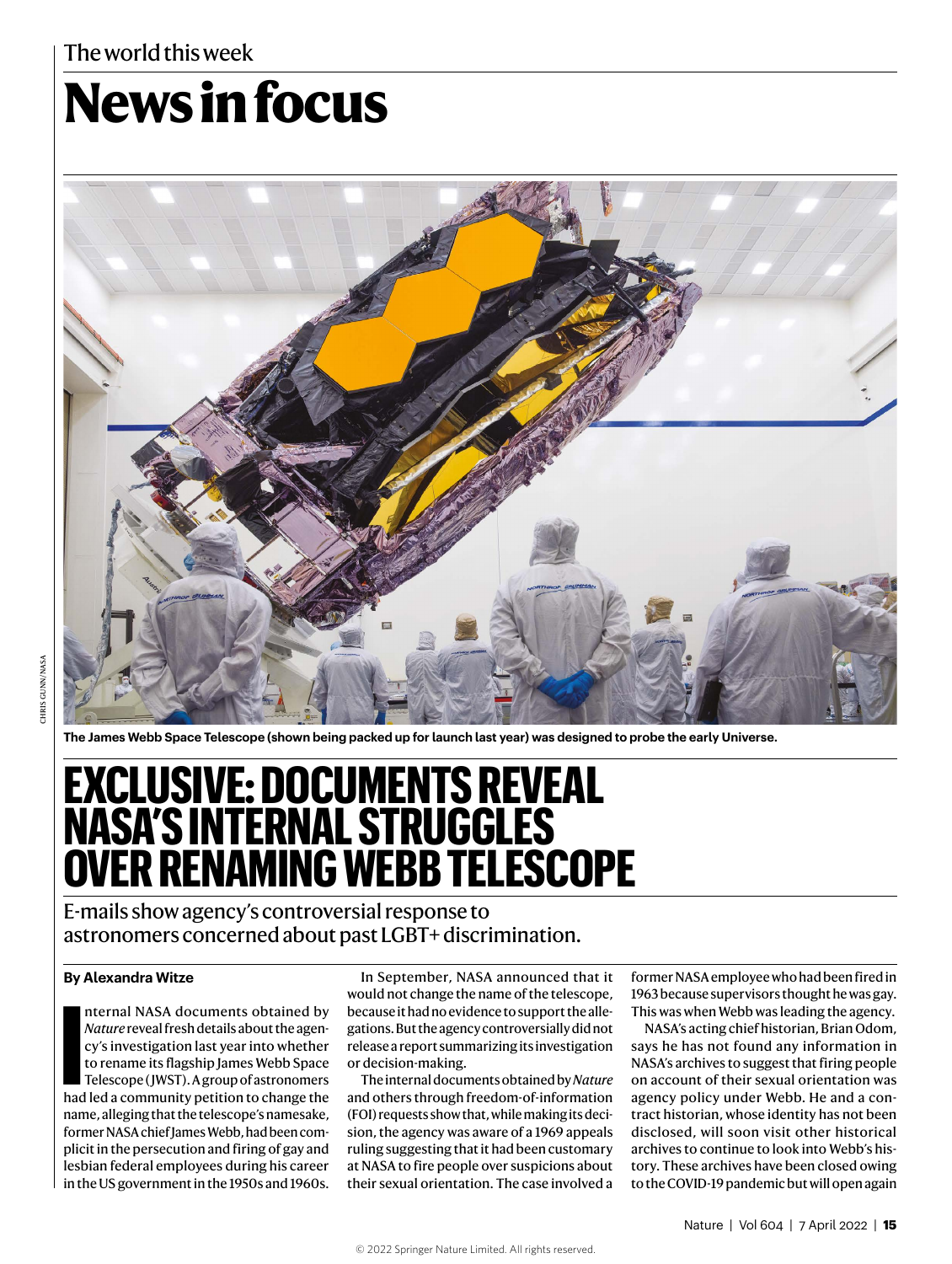The world this week

# News in focus

The James Webb Space Telescope (shown being packed up for launch last year) was designed to probe the early Universe.

# EXCLUSIVE: DOCUMENTS REVEAL NASA'S INTERNAL STRUGGLES OVER RENAMING WEBB TELESCOPE

E-mails show agency's controversial response to astronomers concerned about past LGBT+ discrimination.

**By Alexandra Witze**

Internal NASA documents obtained by *Nature* reveal fresh details about the agency's investigation last year into whether to rename its flagship James Webb Space Telescope (JWST). A group of astronomers had led a community petition to change the name, alleging that the telescope's namesake, former NASA chief James Webb, had been complicit in the persecution and firing of gay and lesbian federal employees during his career in the US government in the 1950s and 1960s.

In September, NASA announced that it would not change the name of the telescope, because it had no evidence to support the allegations. But the agency controversially did not release a report summarizing its investigation or decision-making.

The internal documents obtained by *Nature* and others through freedom-of-information (FOI) requests show that, while making its decision, the agency was aware of a 1969 appeals ruling suggesting that it had been customary at NASA to fire people over suspicions about their sexual orientation. The case involved a former NASA employee who had been fired in 1963 because supervisors thought he was gay. This was when Webb was leading the agency.

NASA's acting chief historian, Brian Odom, says he has not found any information in NASA's archives to suggest that firing people on account of their sexual orientation was agency policy under Webb. He and a contract historian, whose identity has not been disclosed, will soon visit other historical archives to continue to look into Webb's history. These archives have been closed owing to the COVID-19 pandemic but will open again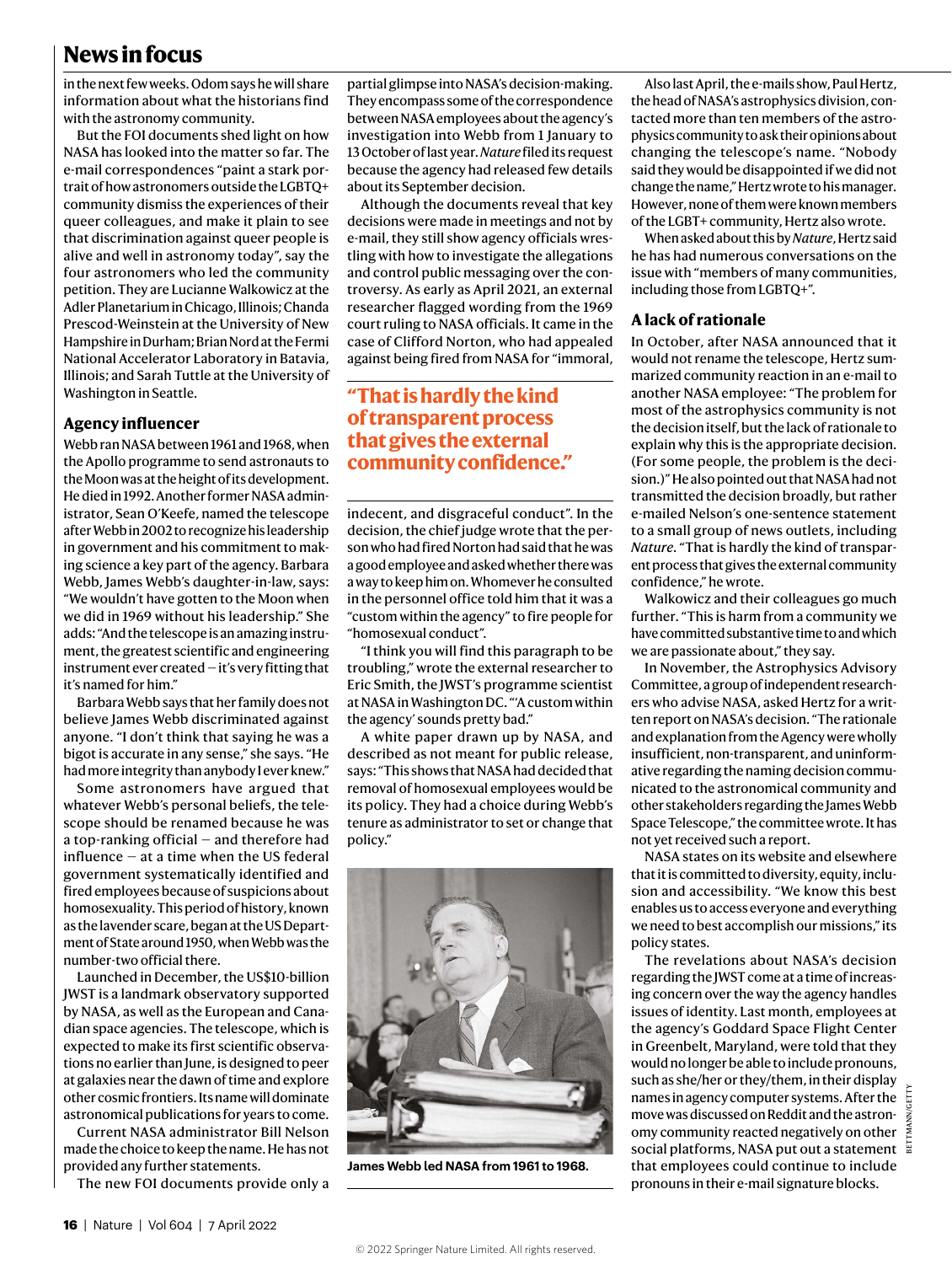in the next few weeks. Odom says he will share information about what the historians find with the astronomy community.

But the FOI documents shed light on how NASA has looked into the matter so far. The e-mail correspondences "paint a stark portrait of how astronomers outside the LGBTQ+ community dismiss the experiences of their queer colleagues, and make it plain to see that discrimination against queer people is alive and well in astronomy today", say the four astronomers who led the community petition. They are Lucianne Walkowicz at the Adler Planetarium in Chicago, Illinois; Chanda Prescod-Weinstein at the University of New Hampshire in Durham; Brian Nord at the Fermi National Accelerator Laboratory in Batavia, Illinois; and Sarah Tuttle at the University of Washington in Seattle.

### Agency influencer

Webb ran NASA between 1961 and 1968, when the Apollo programme to send astronauts to the Moon was at the height of its development. He died in 1992. Another former NASA administrator, Sean O'Keefe, named the telescope after Webb in 2002 to recognize his leadership in government and his commitment to making science a key part of the agency. Barbara Webb, James Webb's daughter-in-law, says: "We wouldn't have gotten to the Moon when we did in 1969 without his leadership." She adds: "And the telescope is an amazing instrument, the greatest scientific and engineering instrument ever created — it's very fitting that it's named for him."

Barbara Webb says that her family does not believe James Webb discriminated against anyone. "I don't think that saying he was a bigot is accurate in any sense," she says. "He had more integrity than anybody I ever knew."

Some astronomers have argued that whatever Webb's personal beliefs, the telescope should be renamed because he was a top-ranking official — and therefore had influence — at a time when the US federal government systematically identified and fired employees because of suspicions about homosexuality. This period of history, known as the lavender scare, began at the US Department of State around 1950, when Webb was the number-two official there.

Launched in December, the US$10-billion JWST is a landmark observatory supported by NASA, as well as the European and Canadian space agencies. The telescope, which is expected to make its first scientific observations no earlier than June, is designed to peer at galaxies near the dawn of time and explore other cosmic frontiers. Its name will dominate astronomical publications for years to come.

Current NASA administrator Bill Nelson made the choice to keep the name. He has not provided any further statements.

The new FOI documents provide only a partial glimpse into NASA's decision-making. They encompass some of the correspondence between NASA employees about the agency's investigation into Webb from 1 January to 13 October of last year. *Nature* filed its request because the agency had released few details about its September decision.

Although the documents reveal that key decisions were made in meetings and not by e-mail, they still show agency officials wrestling with how to investigate the allegations and control public messaging over the controversy. As early as April 2021, an external researcher flagged wording from the 1969 court ruling to NASA officials. It came in the case of Clifford Norton, who had appealed against being fired from NASA for "immoral, indecent, and disgraceful conduct". In the decision, the chief judge wrote that the person who had fired Norton had said that he was a good employee and asked whether there was a way to keep him on. Whomever he consulted in the personnel office told him that it was a "custom within the agency" to fire people for "homosexual conduct".

> **"That is hardly the kind of transparent process that gives the external community confidence."**

"I think you will find this paragraph to be troubling," wrote the external researcher to Eric Smith, the JWST's programme scientist at NASA in Washington DC. "'A custom within the agency' sounds pretty bad."

A white paper drawn up by NASA, and described as not meant for public release, says: "This shows that NASA had decided that removal of homosexual employees would be its policy. They had a choice during Webb's tenure as administrator to set or change that policy."

James Webb led NASA from 1961 to 1968.

Also last April, the e-mails show, Paul Hertz, the head of NASA's astrophysics division, contacted more than ten members of the astrophysics community to ask their opinions about changing the telescope's name. "Nobody said they would be disappointed if we did not change the name," Hertz wrote to his manager. However, none of them were known members of the LGBT+ community, Hertz also wrote.

When asked about this by *Nature*, Hertz said he has had numerous conversations on the issue with "members of many communities, including those from LGBTQ+".

### A lack of rationale

In October, after NASA announced that it would not rename the telescope, Hertz summarized community reaction in an e-mail to another NASA employee: "The problem for most of the astrophysics community is not the decision itself, but the lack of rationale to explain why this is the appropriate decision. (For some people, the problem is the decision.)" He also pointed out that NASA had not transmitted the decision broadly, but rather e-mailed Nelson's one-sentence statement to a small group of news outlets, including *Nature*. "That is hardly the kind of transparent process that gives the external community confidence," he wrote.

Walkowicz and their colleagues go much further. "This is harm from a community we have committed substantive time to and which we are passionate about," they say.

In November, the Astrophysics Advisory Committee, a group of independent researchers who advise NASA, asked Hertz for a written report on NASA's decision. "The rationale and explanation from the Agency were wholly insufficient, non-transparent, and uninformative regarding the naming decision communicated to the astronomical community and other stakeholders regarding the James Webb Space Telescope," the committee wrote. It has not yet received such a report.

NASA states on its website and elsewhere that it is committed to diversity, equity, inclusion and accessibility. "We know this best enables us to access everyone and everything we need to best accomplish our missions," its policy states.

The revelations about NASA's decision regarding the JWST come at a time of increasing concern over the way the agency handles issues of identity. Last month, employees at the agency's Goddard Space Flight Center in Greenbelt, Maryland, were told that they would no longer be able to include pronouns, such as she/her or they/them, in their display names in agency computer systems. After the move was discussed on Reddit and the astronomy community reacted negatively on other social platforms, NASA put out a statement that employees could continue to include pronouns in their e-mail signature blocks.